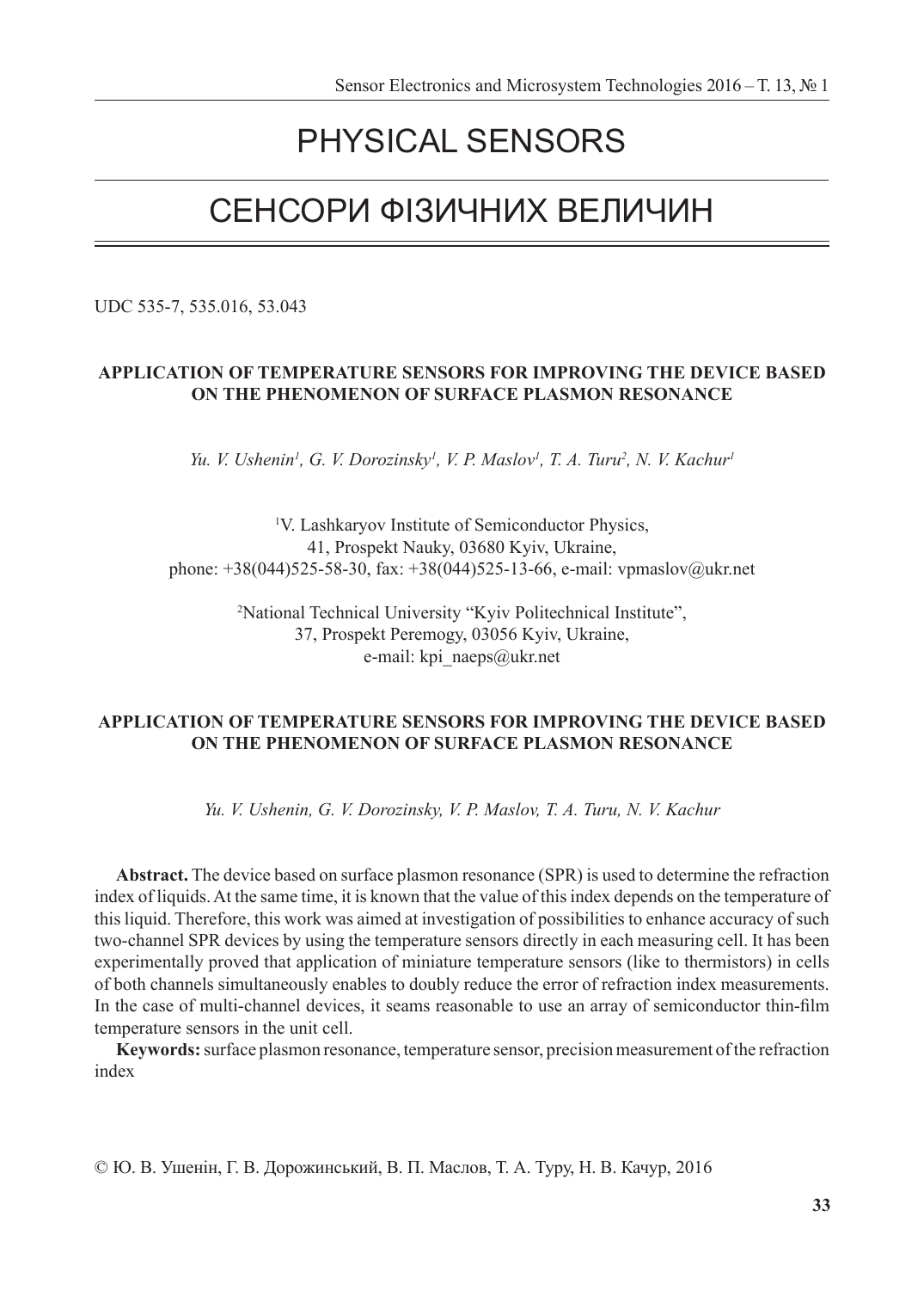# PHYSICAL SENSORS

# СЕНСОРИ ФІЗИЧНИХ ВЕЛИЧИН

UDC 535-7, 535.016, 53.043

**APPLICATION OF TEMPERATURE SENSORS FOR IMPROVING THE DEVICE BASED ON THE PHENOMENON OF SURFACE PLASMON RESONANCE**

*Yu. V. Ushenin[1], G. V. Dorozinsky[1], V. P. Maslov[1], T. A. Turu[2], N. V. Kachur[1]*

[1]V. Lashkaryov Institute of Semiconductor Physics,
41, Prospekt Nauky, 03680 Kyiv, Ukraine,
phone: +38(044)525-58-30, fax: +38(044)525-13-66, e-mail: vpmaslov@ukr.net

[2]National Technical University "Kyiv Politechnical Institute",
37, Prospekt Peremogy, 03056 Kyiv, Ukraine,
e-mail: kpi_naeps@ukr.net

**APPLICATION OF TEMPERATURE SENSORS FOR IMPROVING THE DEVICE BASED ON THE PHENOMENON OF SURFACE PLASMON RESONANCE**

*Yu. V. Ushenin, G. V. Dorozinsky, V. P. Maslov, T. A. Turu, N. V. Kachur*

**Abstract.** The device based on surface plasmon resonance (SPR) is used to determine the refraction index of liquids. At the same time, it is known that the value of this index depends on the temperature of this liquid. Therefore, this work was aimed at investigation of possibilities to enhance accuracy of such two-channel SPR devices by using the temperature sensors directly in each measuring cell. It has been experimentally proved that application of miniature temperature sensors (like to thermistors) in cells of both channels simultaneously enables to doubly reduce the error of refraction index measurements. In the case of multi-channel devices, it seams reasonable to use an array of semiconductor thin-film temperature sensors in the unit cell.

**Keywords:** surface plasmon resonance, temperature sensor, precision measurement of the refraction index

© Ю. В. Ушенін, Г. В. Дорожинський, В. П. Маслов, Т. А. Туру, Н. В. Качур, 2016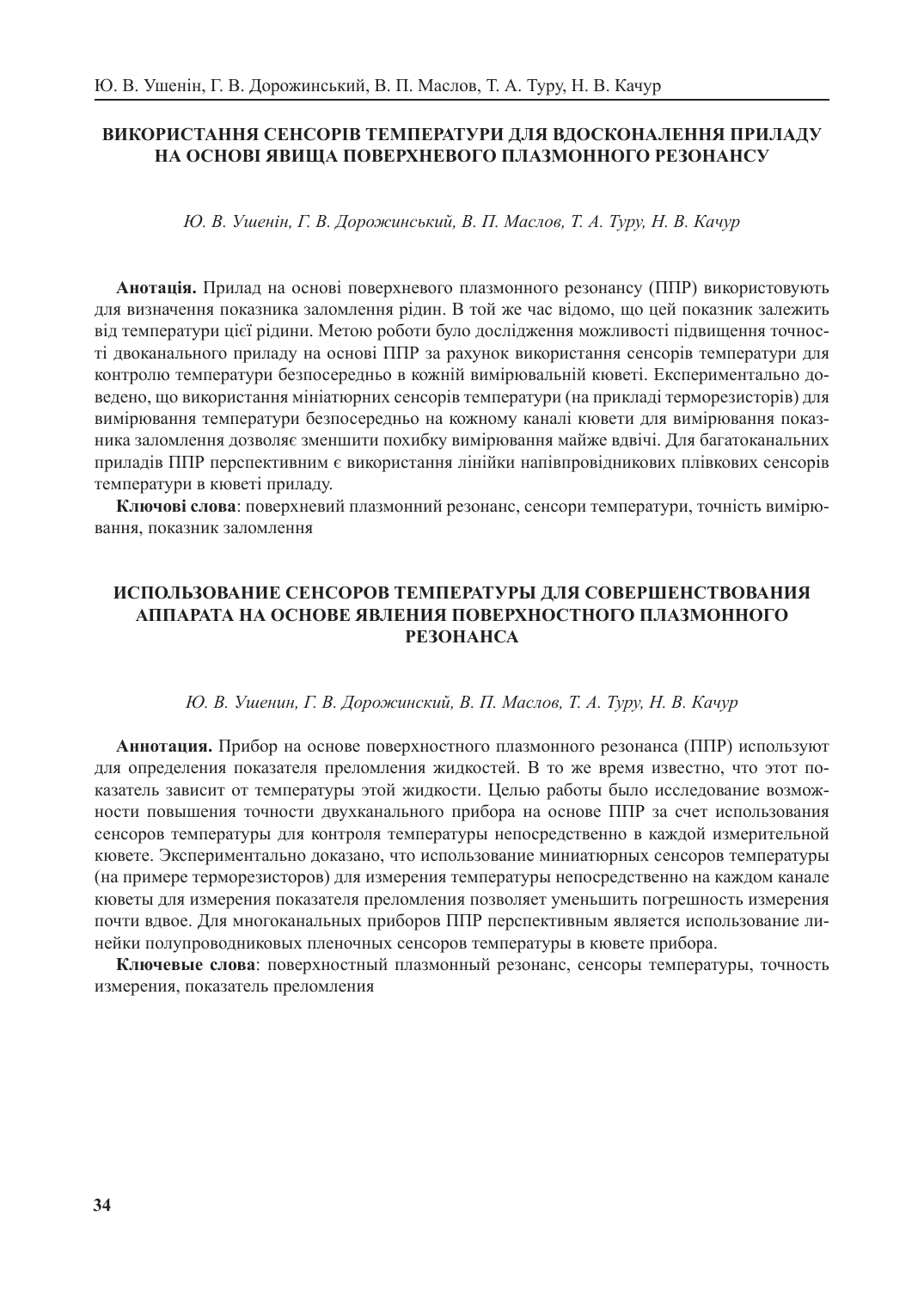## ВИКОРИСТАННЯ СЕНСОРІВ ТЕМПЕРАТУРИ ДЛЯ ВДОСКОНАЛЕННЯ ПРИЛАДУ НА ОСНОВІ ЯВИЩА ПОВЕРХНЕВОГО ПЛАЗМОННОГО РЕЗОНАНСУ

*Ю. В. Ушенін, Г. В. Дорожинський, В. П. Маслов, Т. А. Туру, Н. В. Качур*

**Анотація.** Прилад на основі поверхневого плазмонного резонансу (ППР) використовують для визначення показника заломлення рідин. В той же час відомо, що цей показник залежить від температури цієї рідини. Метою роботи було дослідження можливості підвищення точності двоканального приладу на основі ППР за рахунок використання сенсорів температури для контролю температури безпосередньо в кожній вимірювальній кюветі. Експериментально доведено, що використання мініатюрних сенсорів температури (на прикладі терморезисторів) для вимірювання температури безпосередньо на кожному каналі кювети для вимірювання показника заломлення дозволяє зменшити похибку вимірювання майже вдвічі. Для багатоканальних приладів ППР перспективним є використання лінійки напівпровідникових плівкових сенсорів температури в кюветі приладу.

**Ключові слова**: поверхневий плазмонний резонанс, сенсори температури, точність вимірювання, показник заломлення

## ИСПОЛЬЗОВАНИЕ СЕНСОРОВ ТЕМПЕРАТУРЫ ДЛЯ СОВЕРШЕНСТВОВАНИЯ АППАРАТА НА ОСНОВЕ ЯВЛЕНИЯ ПОВЕРХНОСТНОГО ПЛАЗМОННОГО РЕЗОНАНСА

*Ю. В. Ушенин, Г. В. Дорожинский, В. П. Маслов, Т. А. Туру, Н. В. Качур*

**Аннотация.** Прибор на основе поверхностного плазмонного резонанса (ППР) используют для определения показателя преломления жидкостей. В то же время известно, что этот показатель зависит от температуры этой жидкости. Целью работы было исследование возможности повышения точности двухканального прибора на основе ППР за счет использования сенсоров температуры для контроля температуры непосредственно в каждой измерительной кювете. Экспериментально доказано, что использование миниатюрных сенсоров температуры (на примере терморезисторов) для измерения температуры непосредственно на каждом канале кюветы для измерения показателя преломления позволяет уменьшить погрешность измерения почти вдвое. Для многоканальных приборов ППР перспективным является использование линейки полупроводниковых пленочных сенсоров температуры в кювете прибора.

**Ключевые слова**: поверхностный плазмонный резонанс, сенсоры температуры, точность измерения, показатель преломления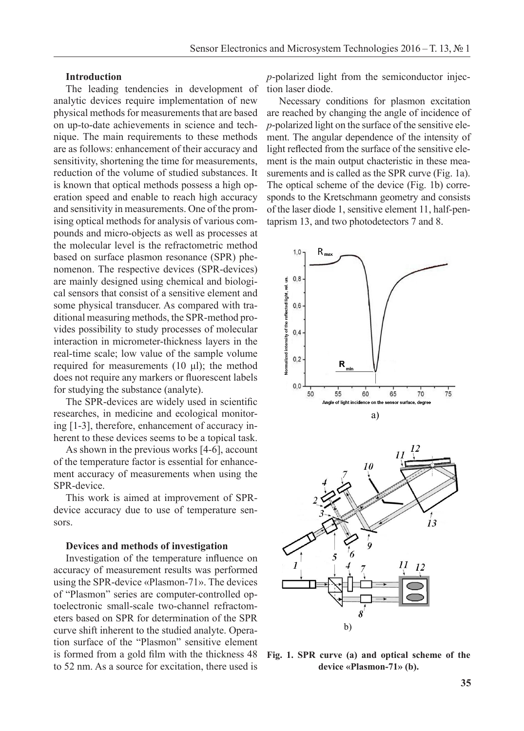### Introduction

The leading tendencies in development of analytic devices require implementation of new physical methods for measurements that are based on up-to-date achievements in science and technique. The main requirements to these methods are as follows: enhancement of their accuracy and sensitivity, shortening the time for measurements, reduction of the volume of studied substances. It is known that optical methods possess a high operation speed and enable to reach high accuracy and sensitivity in measurements. One of the promising optical methods for analysis of various compounds and micro-objects as well as processes at the molecular level is the refractometric method based on surface plasmon resonance (SPR) phenomenon. The respective devices (SPR-devices) are mainly designed using chemical and biological sensors that consist of a sensitive element and some physical transducer. As compared with traditional measuring methods, the SPR-method provides possibility to study processes of molecular interaction in micrometer-thickness layers in the real-time scale; low value of the sample volume required for measurements (10 μl); the method does not require any markers or fluorescent labels for studying the substance (analyte).

The SPR-devices are widely used in scientific researches, in medicine and ecological monitoring [1-3], therefore, enhancement of accuracy inherent to these devices seems to be a topical task.

As shown in the previous works [4-6], account of the temperature factor is essential for enhancement accuracy of measurements when using the SPR-device.

This work is aimed at improvement of SPR-device accuracy due to use of temperature sensors.

### Devices and methods of investigation

Investigation of the temperature influence on accuracy of measurement results was performed using the SPR-device «Plasmon-71». The devices of "Plasmon" series are computer-controlled optoelectronic small-scale two-channel refractometers based on SPR for determination of the SPR curve shift inherent to the studied analyte. Operation surface of the "Plasmon" sensitive element is formed from a gold film with the thickness 48 to 52 nm. As a source for excitation, there used is *p*-polarized light from the semiconductor injection laser diode.

Necessary conditions for plasmon excitation are reached by changing the angle of incidence of *p*-polarized light on the surface of the sensitive element. The angular dependence of the intensity of light reflected from the surface of the sensitive element is the main output chacteristic in these measurements and is called as the SPR curve (Fig. 1a). The optical scheme of the device (Fig. 1b) corresponds to the Kretschmann geometry and consists of the laser diode 1, sensitive element 11, half-pentaprism 13, and two photodetectors 7 and 8.

**Fig. 1. SPR curve (a) and optical scheme of the device «Plasmon-71» (b).**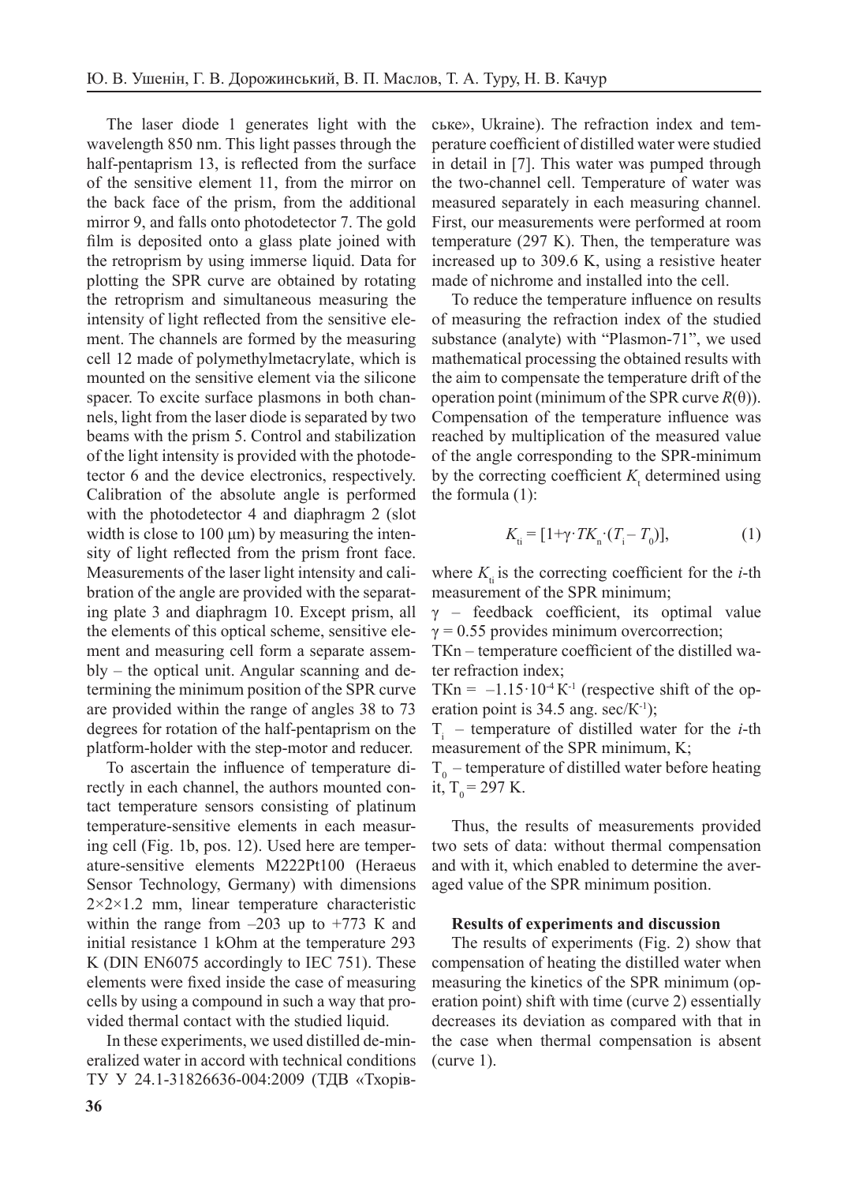The laser diode 1 generates light with the wavelength 850 nm. This light passes through the half-pentaprism 13, is reflected from the surface of the sensitive element 11, from the mirror on the back face of the prism, from the additional mirror 9, and falls onto photodetector 7. The gold film is deposited onto a glass plate joined with the retroprism by using immerse liquid. Data for plotting the SPR curve are obtained by rotating the retroprism and simultaneous measuring the intensity of light reflected from the sensitive element. The channels are formed by the measuring cell 12 made of polymethylmetacrylate, which is mounted on the sensitive element via the silicone spacer. To excite surface plasmons in both channels, light from the laser diode is separated by two beams with the prism 5. Control and stabilization of the light intensity is provided with the photodetector 6 and the device electronics, respectively. Calibration of the absolute angle is performed with the photodetector 4 and diaphragm 2 (slot width is close to 100 μm) by measuring the intensity of light reflected from the prism front face. Measurements of the laser light intensity and calibration of the angle are provided with the separating plate 3 and diaphragm 10. Except prism, all the elements of this optical scheme, sensitive element and measuring cell form a separate assembly – the optical unit. Angular scanning and determining the minimum position of the SPR curve are provided within the range of angles 38 to 73 degrees for rotation of the half-pentaprism on the platform-holder with the step-motor and reducer.

To ascertain the influence of temperature directly in each channel, the authors mounted contact temperature sensors consisting of platinum temperature-sensitive elements in each measuring cell (Fig. 1b, pos. 12). Used here are temperature-sensitive elements M222Pt100 (Heraeus Sensor Technology, Germany) with dimensions 2×2×1.2 mm, linear temperature characteristic within the range from –203 up to +773 K and initial resistance 1 kOhm at the temperature 293 K (DIN EN6075 accordingly to IEC 751). These elements were fixed inside the case of measuring cells by using a compound in such a way that provided thermal contact with the studied liquid.

In these experiments, we used distilled de-mineralized water in accord with technical conditions ТУ У 24.1-31826636-004:2009 (ТДВ «Тхорівське», Ukraine). The refraction index and temperature coefficient of distilled water were studied in detail in [7]. This water was pumped through the two-channel cell. Temperature of water was measured separately in each measuring channel. First, our measurements were performed at room temperature (297 K). Then, the temperature was increased up to 309.6 K, using a resistive heater made of nichrome and installed into the cell.

To reduce the temperature influence on results of measuring the refraction index of the studied substance (analyte) with "Plasmon-71", we used mathematical processing the obtained results with the aim to compensate the temperature drift of the operation point (minimum of the SPR curve $R(\theta)$). Compensation of the temperature influence was reached by multiplication of the measured value of the angle corresponding to the SPR-minimum by the correcting coefficient $K_t$ determined using the formula (1):

$$K_{ti} = [1 + \gamma \cdot TK_n \cdot (T_i - T_0)], \qquad (1)$$

where $K_{ti}$ is the correcting coefficient for the *i*-th measurement of the SPR minimum;

$\gamma$ – feedback coefficient, its optimal value $\gamma = 0.55$ provides minimum overcorrection;

TKn – temperature coefficient of the distilled water refraction index;

TKn = $-1.15 \cdot 10^{-4}$ K$^{-1}$ (respective shift of the operation point is 34.5 ang. sec/K$^{-1}$);

$T_i$ – temperature of distilled water for the *i*-th measurement of the SPR minimum, K;

$T_0$ – temperature of distilled water before heating it, $T_0 = 297$ K.

Thus, the results of measurements provided two sets of data: without thermal compensation and with it, which enabled to determine the averaged value of the SPR minimum position.

**Results of experiments and discussion**

The results of experiments (Fig. 2) show that compensation of heating the distilled water when measuring the kinetics of the SPR minimum (operation point) shift with time (curve 2) essentially decreases its deviation as compared with that in the case when thermal compensation is absent (curve 1).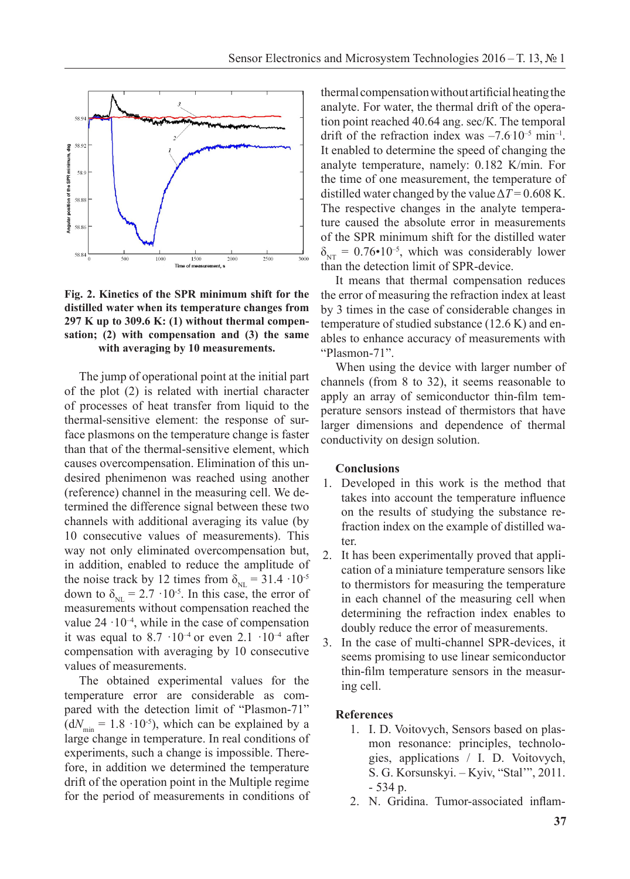**Fig. 2. Kinetics of the SPR minimum shift for the distilled water when its temperature changes from 297 K up to 309.6 K: (1) without thermal compensation; (2) with compensation and (3) the same with averaging by 10 measurements.**

The jump of operational point at the initial part of the plot (2) is related with inertial character of processes of heat transfer from liquid to the thermal-sensitive element: the response of surface plasmons on the temperature change is faster than that of the thermal-sensitive element, which causes overcompensation. Elimination of this undesired phenimenon was reached using another (reference) channel in the measuring cell. We determined the difference signal between these two channels with additional averaging its value (by 10 consecutive values of measurements). This way not only eliminated overcompensation but, in addition, enabled to reduce the amplitude of the noise track by 12 times from $\delta_{NL} = 31.4 \cdot 10^{-5}$ down to $\delta_{NL} = 2.7 \cdot 10^{-5}$. In this case, the error of measurements without compensation reached the value $24 \cdot 10^{-4}$, while in the case of compensation it was equal to $8.7 \cdot 10^{-4}$ or even $2.1 \cdot 10^{-4}$ after compensation with averaging by 10 consecutive values of measurements.

The obtained experimental values for the temperature error are considerable as compared with the detection limit of "Plasmon-71" ($dN_{min} = 1.8 \cdot 10^{-5}$), which can be explained by a large change in temperature. In real conditions of experiments, such a change is impossible. Therefore, in addition we determined the temperature drift of the operation point in the Multiple regime for the period of measurements in conditions of thermal compensation without artificial heating the analyte. For water, the thermal drift of the operation point reached 40.64 ang. sec/K. The temporal drift of the refraction index was $-7.6 \cdot 10^{-5}$ min$^{-1}$. It enabled to determine the speed of changing the analyte temperature, namely: 0.182 K/min. For the time of one measurement, the temperature of distilled water changed by the value $\Delta T = 0.608$ K. The respective changes in the analyte temperature caused the absolute error in measurements of the SPR minimum shift for the distilled water $\delta_{NT} = 0.76 \cdot 10^{-5}$, which was considerably lower than the detection limit of SPR-device.

It means that thermal compensation reduces the error of measuring the refraction index at least by 3 times in the case of considerable changes in temperature of studied substance (12.6 K) and enables to enhance accuracy of measurements with "Plasmon-71".

When using the device with larger number of channels (from 8 to 32), it seems reasonable to apply an array of semiconductor thin-film temperature sensors instead of thermistors that have larger dimensions and dependence of thermal conductivity on design solution.

## Conclusions

1. Developed in this work is the method that takes into account the temperature influence on the results of studying the substance refraction index on the example of distilled water.
2. It has been experimentally proved that application of a miniature temperature sensors like to thermistors for measuring the temperature in each channel of the measuring cell when determining the refraction index enables to doubly reduce the error of measurements.
3. In the case of multi-channel SPR-devices, it seems promising to use linear semiconductor thin-film temperature sensors in the measuring cell.

## References

1. I. D. Voitovych, Sensors based on plasmon resonance: principles, technologies, applications / I. D. Voitovych, S. G. Korsunskyi. – Kyiv, "Stal'", 2011. - 534 p.
2. N. Gridina. Tumor-associated inflam-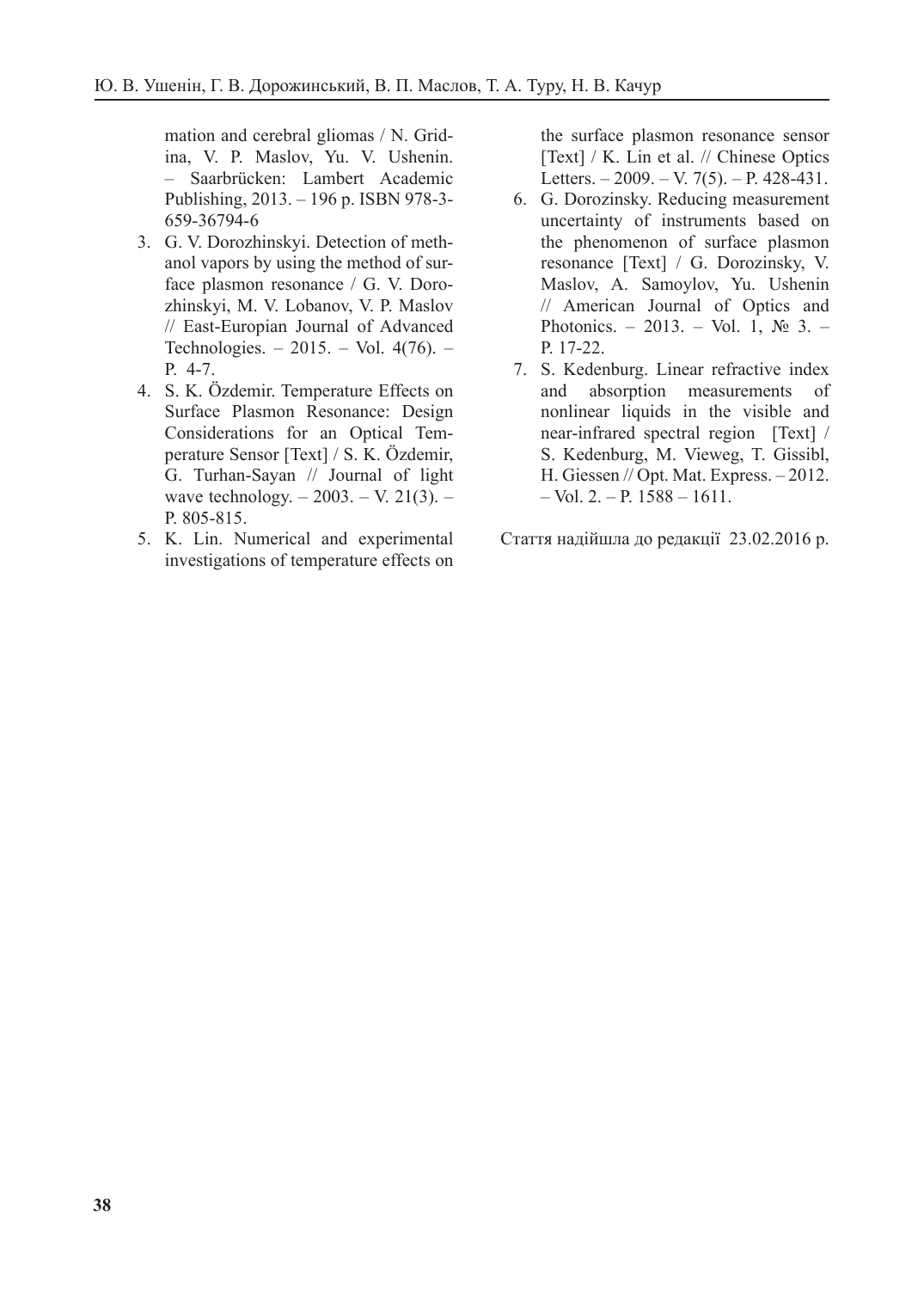mation and cerebral gliomas / N. Gridina, V. P. Maslov, Yu. V. Ushenin. – Saarbrücken: Lambert Academic Publishing, 2013. – 196 p. ISBN 978-3-659-36794-6

3. G. V. Dorozhinskyi. Detection of methanol vapors by using the method of surface plasmon resonance / G. V. Dorozhinskyi, M. V. Lobanov, V. P. Maslov // East-Europian Journal of Advanced Technologies. – 2015. – Vol. 4(76). – P. 4-7.
4. S. K. Özdemir. Temperature Effects on Surface Plasmon Resonance: Design Considerations for an Optical Temperature Sensor [Text] / S. K. Özdemir, G. Turhan-Sayan // Journal of light wave technology. – 2003. – V. 21(3). – P. 805-815.
5. K. Lin. Numerical and experimental investigations of temperature effects on the surface plasmon resonance sensor [Text] / K. Lin et al. // Chinese Optics Letters. – 2009. – V. 7(5). – P. 428-431.
6. G. Dorozinsky. Reducing measurement uncertainty of instruments based on the phenomenon of surface plasmon resonance [Text] / G. Dorozinsky, V. Maslov, A. Samoylov, Yu. Ushenin // American Journal of Optics and Photonics. – 2013. – Vol. 1, № 3. – P. 17-22.
7. S. Kedenburg. Linear refractive index and absorption measurements of nonlinear liquids in the visible and near-infrared spectral region [Text] / S. Kedenburg, M. Vieweg, T. Gissibl, H. Giessen // Opt. Mat. Express. – 2012. – Vol. 2. – P. 1588 – 1611.

Стаття надійшла до редакції 23.02.2016 р.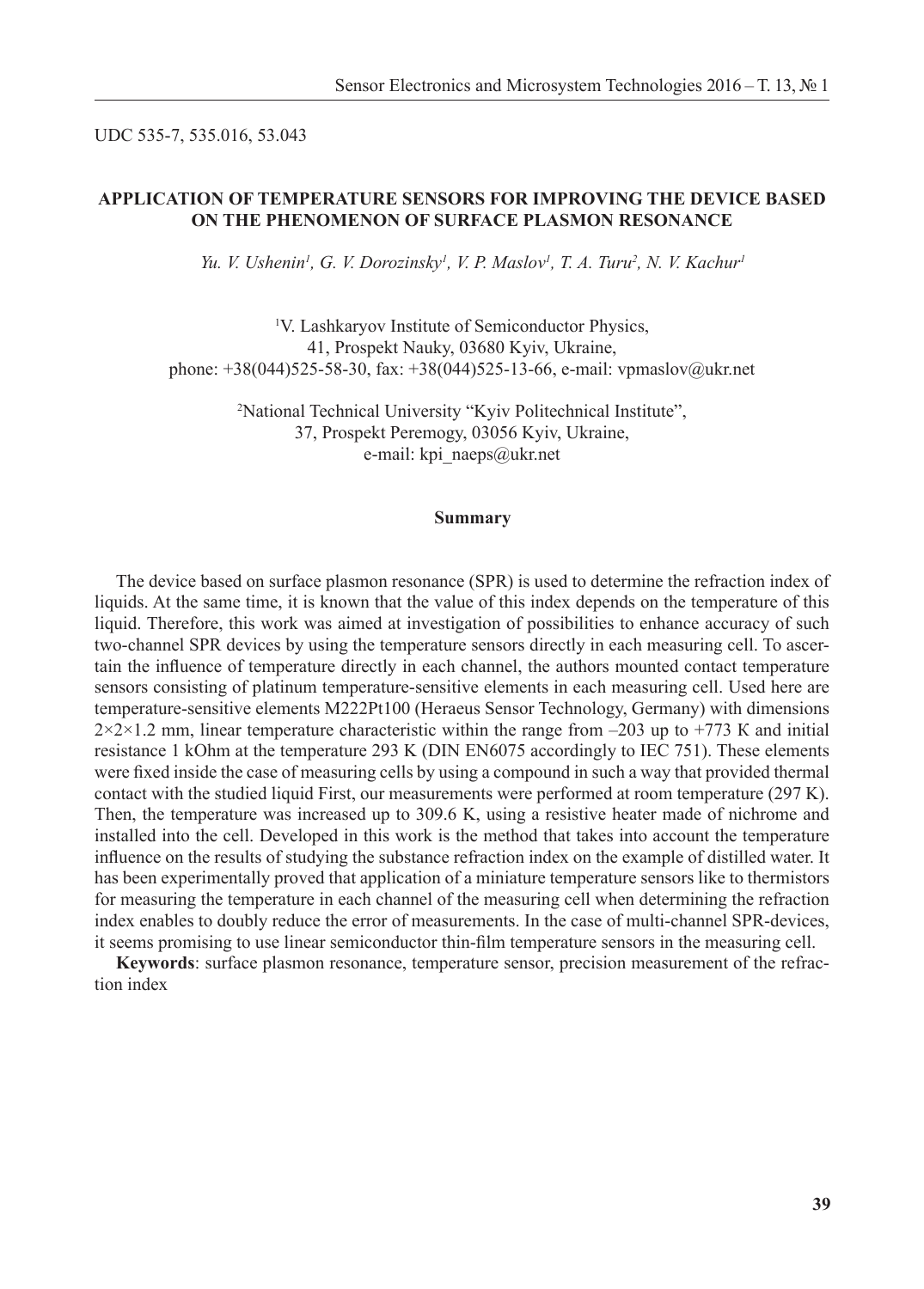UDC 535-7, 535.016, 53.043

# APPLICATION OF TEMPERATURE SENSORS FOR IMPROVING THE DEVICE BASED ON THE PHENOMENON OF SURFACE PLASMON RESONANCE

*Yu. V. Ushenin[1], G. V. Dorozinsky[1], V. P. Maslov[1], T. A. Turu[2], N. V. Kachur[1]*

[1]V. Lashkaryov Institute of Semiconductor Physics,
41, Prospekt Nauky, 03680 Kyiv, Ukraine,
phone: +38(044)525-58-30, fax: +38(044)525-13-66, e-mail: vpmaslov@ukr.net

[2]National Technical University "Kyiv Politechnical Institute",
37, Prospekt Peremogy, 03056 Kyiv, Ukraine,
e-mail: kpi_naeps@ukr.net

## Summary

The device based on surface plasmon resonance (SPR) is used to determine the refraction index of liquids. At the same time, it is known that the value of this index depends on the temperature of this liquid. Therefore, this work was aimed at investigation of possibilities to enhance accuracy of such two-channel SPR devices by using the temperature sensors directly in each measuring cell. To ascertain the influence of temperature directly in each channel, the authors mounted contact temperature sensors consisting of platinum temperature-sensitive elements in each measuring cell. Used here are temperature-sensitive elements M222Pt100 (Heraeus Sensor Technology, Germany) with dimensions $2\times2\times1.2$ mm, linear temperature characteristic within the range from –203 up to +773 K and initial resistance 1 kOhm at the temperature 293 K (DIN EN6075 accordingly to IEC 751). These elements were fixed inside the case of measuring cells by using a compound in such a way that provided thermal contact with the studied liquid First, our measurements were performed at room temperature (297 K). Then, the temperature was increased up to 309.6 K, using a resistive heater made of nichrome and installed into the cell. Developed in this work is the method that takes into account the temperature influence on the results of studying the substance refraction index on the example of distilled water. It has been experimentally proved that application of a miniature temperature sensors like to thermistors for measuring the temperature in each channel of the measuring cell when determining the refraction index enables to doubly reduce the error of measurements. In the case of multi-channel SPR-devices, it seems promising to use linear semiconductor thin-film temperature sensors in the measuring cell.

**Keywords**: surface plasmon resonance, temperature sensor, precision measurement of the refraction index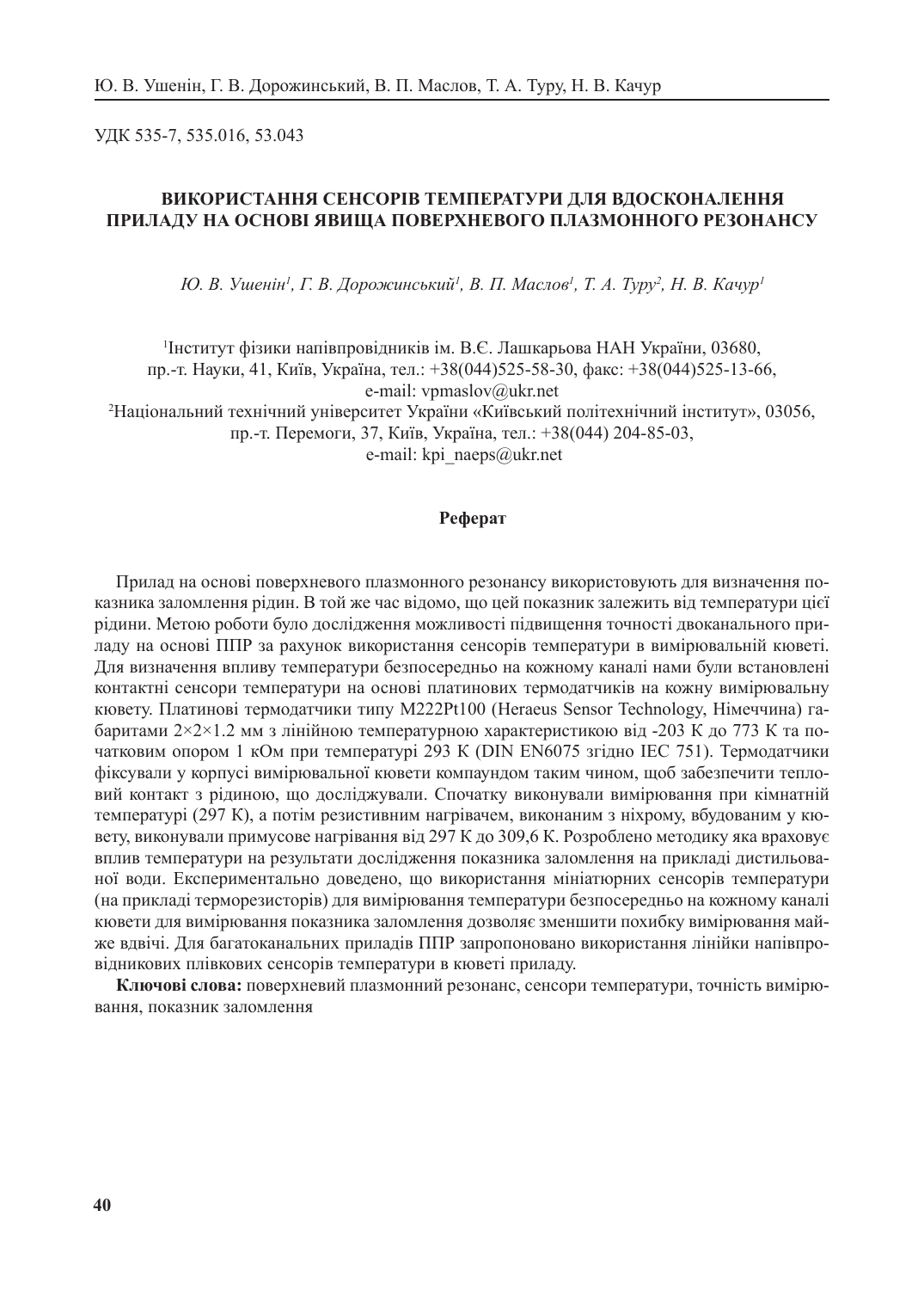УДК 535-7, 535.016, 53.043

# ВИКОРИСТАННЯ СЕНСОРІВ ТЕМПЕРАТУРИ ДЛЯ ВДОСКОНАЛЕННЯ ПРИЛАДУ НА ОСНОВІ ЯВИЩА ПОВЕРХНЕВОГО ПЛАЗМОННОГО РЕЗОНАНСУ

*Ю. В. Ушенін[1], Г. В. Дорожинський[1], В. П. Маслов[1], Т. А. Туру[2], Н. В. Качур[1]*

[1]Інститут фізики напівпровідників ім. В.Є. Лашкарьова НАН України, 03680, пр.-т. Науки, 41, Київ, Україна, тел.: +38(044)525-58-30, факс: +38(044)525-13-66, e-mail: vpmaslov@ukr.net

[2]Національний технічний університет України «Київський політехнічний інститут», 03056, пр.-т. Перемоги, 37, Київ, Україна, тел.: +38(044) 204-85-03, e-mail: kpi_naeps@ukr.net

## Реферат

Прилад на основі поверхневого плазмонного резонансу використовують для визначення показника заломлення рідин. В той же час відомо, що цей показник залежить від температури цієї рідини. Метою роботи було дослідження можливості підвищення точності двоканального приладу на основі ППР за рахунок використання сенсорів температури в вимірювальній кюветі. Для визначення впливу температури безпосередньо на кожному каналі нами були встановлені контактні сенсори температури на основі платинових термодатчиків на кожну вимірювальну кювету. Платинові термодатчики типу M222Pt100 (Heraeus Sensor Technology, Німеччина) габаритами 2×2×1.2 мм з лінійною температурною характеристикою від -203 К до 773 К та початковим опором 1 кОм при температурі 293 К (DIN EN6075 згідно IEC 751). Термодатчики фіксували у корпусі вимірювальної кювети компаундом таким чином, щоб забезпечити тепловий контакт з рідиною, що досліджували. Спочатку виконували вимірювання при кімнатній температурі (297 К), а потім резистивним нагрівачем, виконаним з ніхрому, вбудованим у кювету, виконували примусове нагрівання від 297 К до 309,6 К. Розроблено методику яка враховує вплив температури на результати дослідження показника заломлення на прикладі дистильованої води. Експериментально доведено, що використання мініатюрних сенсорів температури (на прикладі терморезисторів) для вимірювання температури безпосередньо на кожному каналі кювети для вимірювання показника заломлення дозволяє зменшити похибку вимірювання майже вдвічі. Для багатоканальних приладів ППР запропоновано використання лінійки напівпровідникових плівкових сенсорів температури в кюветі приладу.

**Ключові слова:** поверхневий плазмонний резонанс, сенсори температури, точність вимірювання, показник заломлення